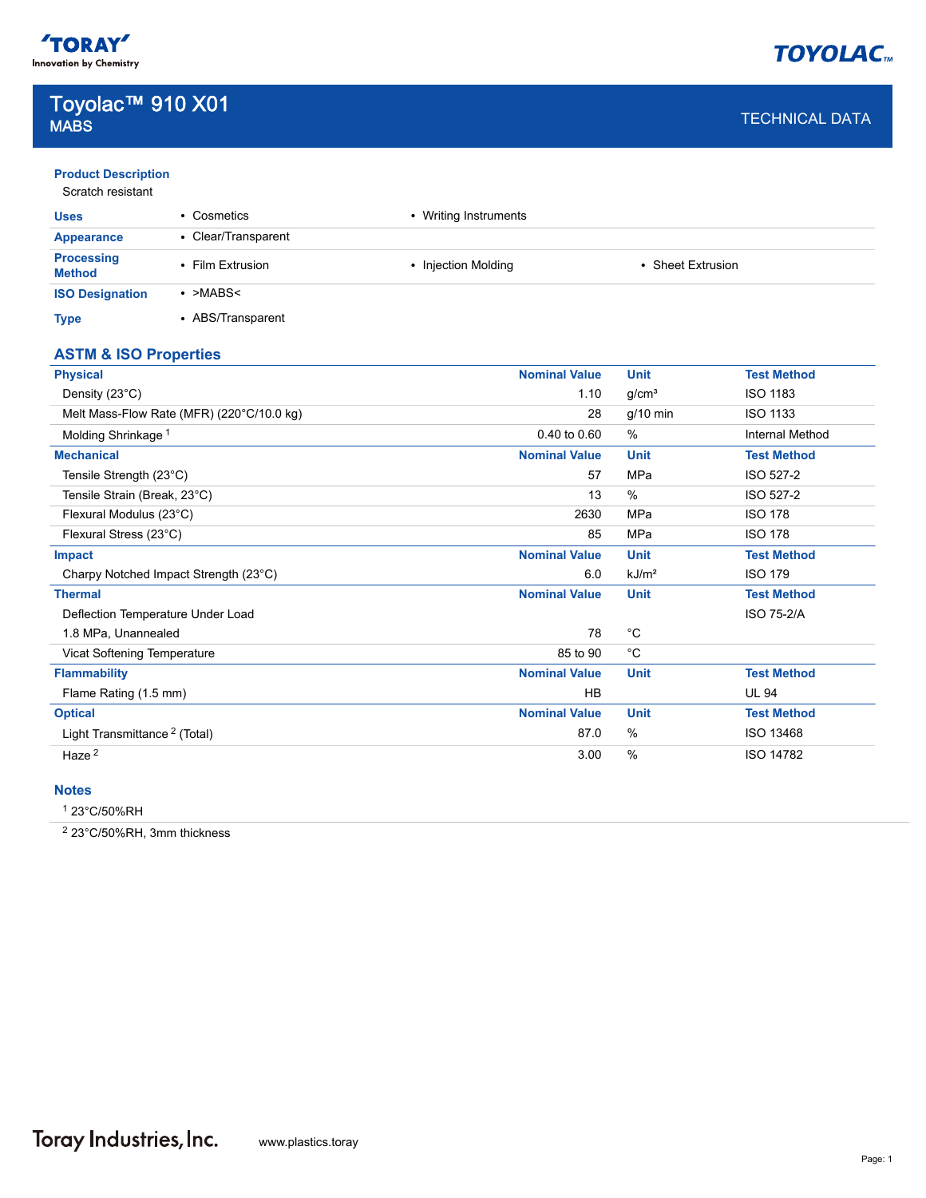# Toyolac™ 910 X01

## MABS

TECHNICAL DATA

### Product Description

Scratch resistant

| | | | |
|---|---|---|---|
| **Uses** | • Cosmetics | • Writing Instruments | |
| **Appearance** | • Clear/Transparent | | |
| **Processing Method** | • Film Extrusion | • Injection Molding | • Sheet Extrusion |
| **ISO Designation** | • >MABS< | | |
| **Type** | • ABS/Transparent | | |

## ASTM & ISO Properties

| **Physical** | **Nominal Value** | **Unit** | **Test Method** |
|---|---|---|---|
| Density (23°C) | 1.10 | g/cm³ | ISO 1183 |
| Melt Mass-Flow Rate (MFR) (220°C/10.0 kg) | 28 | g/10 min | ISO 1133 |
| Molding Shrinkage [1] | 0.40 to 0.60 | % | Internal Method |
| **Mechanical** | **Nominal Value** | **Unit** | **Test Method** |
| Tensile Strength (23°C) | 57 | MPa | ISO 527-2 |
| Tensile Strain (Break, 23°C) | 13 | % | ISO 527-2 |
| Flexural Modulus (23°C) | 2630 | MPa | ISO 178 |
| Flexural Stress (23°C) | 85 | MPa | ISO 178 |
| **Impact** | **Nominal Value** | **Unit** | **Test Method** |
| Charpy Notched Impact Strength (23°C) | 6.0 | kJ/m² | ISO 179 |
| **Thermal** | **Nominal Value** | **Unit** | **Test Method** |
| Deflection Temperature Under Load | | | ISO 75-2/A |
| 1.8 MPa, Unannealed | 78 | °C | |
| Vicat Softening Temperature | 85 to 90 | °C | |
| **Flammability** | **Nominal Value** | **Unit** | **Test Method** |
| Flame Rating (1.5 mm) | HB | | UL 94 |
| **Optical** | **Nominal Value** | **Unit** | **Test Method** |
| Light Transmittance [2] (Total) | 87.0 | % | ISO 13468 |
| Haze [2] | 3.00 | % | ISO 14782 |

### Notes

[1] 23°C/50%RH

[2] 23°C/50%RH, 3mm thickness

Toray Industries, Inc. www.plastics.toray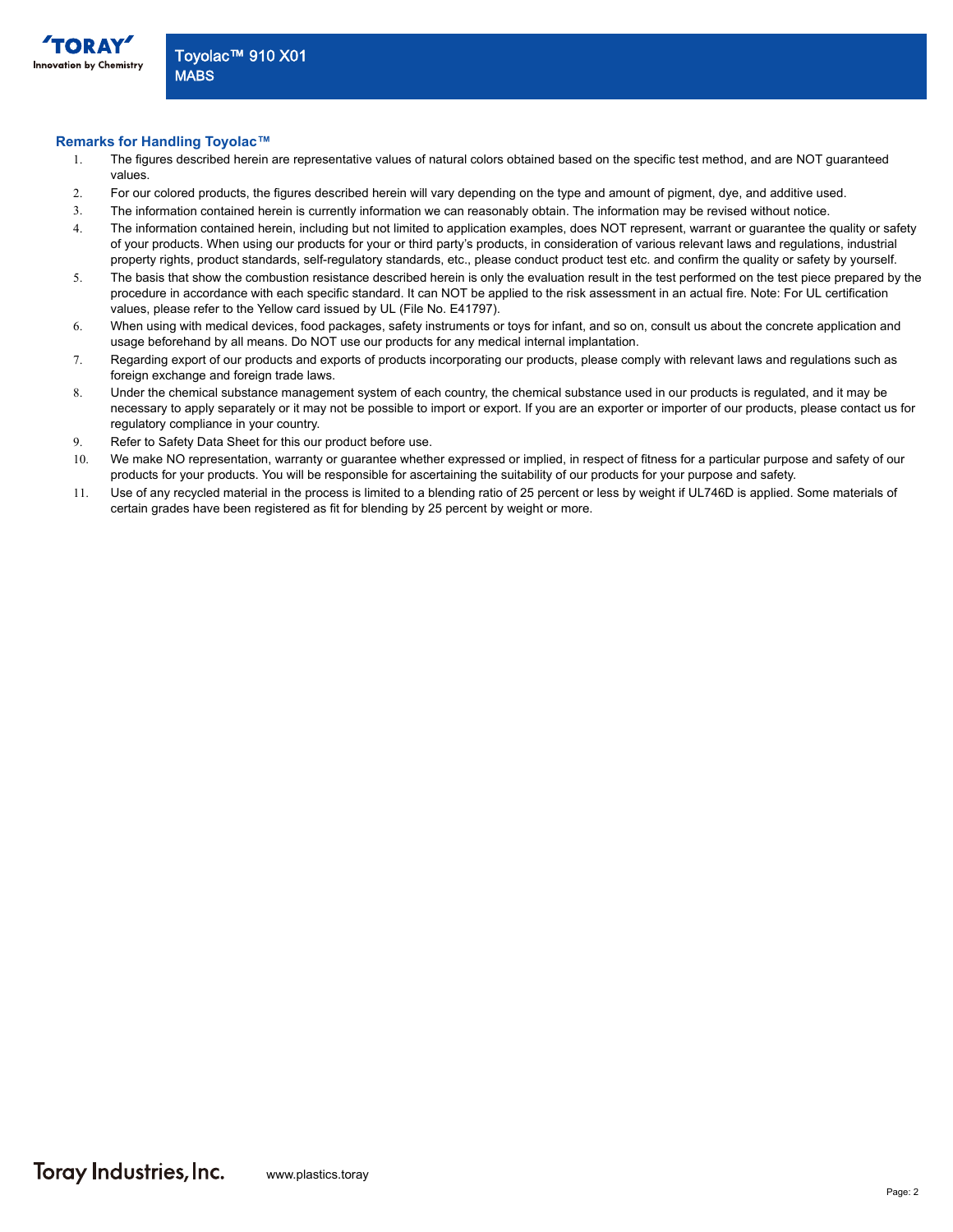## Remarks for Handling Toyolac™

1. The figures described herein are representative values of natural colors obtained based on the specific test method, and are NOT guaranteed values.
2. For our colored products, the figures described herein will vary depending on the type and amount of pigment, dye, and additive used.
3. The information contained herein is currently information we can reasonably obtain. The information may be revised without notice.
4. The information contained herein, including but not limited to application examples, does NOT represent, warrant or guarantee the quality or safety of your products. When using our products for your or third party's products, in consideration of various relevant laws and regulations, industrial property rights, product standards, self-regulatory standards, etc., please conduct product test etc. and confirm the quality or safety by yourself.
5. The basis that show the combustion resistance described herein is only the evaluation result in the test performed on the test piece prepared by the procedure in accordance with each specific standard. It can NOT be applied to the risk assessment in an actual fire. Note: For UL certification values, please refer to the Yellow card issued by UL (File No. E41797).
6. When using with medical devices, food packages, safety instruments or toys for infant, and so on, consult us about the concrete application and usage beforehand by all means. Do NOT use our products for any medical internal implantation.
7. Regarding export of our products and exports of products incorporating our products, please comply with relevant laws and regulations such as foreign exchange and foreign trade laws.
8. Under the chemical substance management system of each country, the chemical substance used in our products is regulated, and it may be necessary to apply separately or it may not be possible to import or export. If you are an exporter or importer of our products, please contact us for regulatory compliance in your country.
9. Refer to Safety Data Sheet for this our product before use.
10. We make NO representation, warranty or guarantee whether expressed or implied, in respect of fitness for a particular purpose and safety of our products for your products. You will be responsible for ascertaining the suitability of our products for your purpose and safety.
11. Use of any recycled material in the process is limited to a blending ratio of 25 percent or less by weight if UL746D is applied. Some materials of certain grades have been registered as fit for blending by 25 percent by weight or more.

Toray Industries, Inc. www.plastics.toray